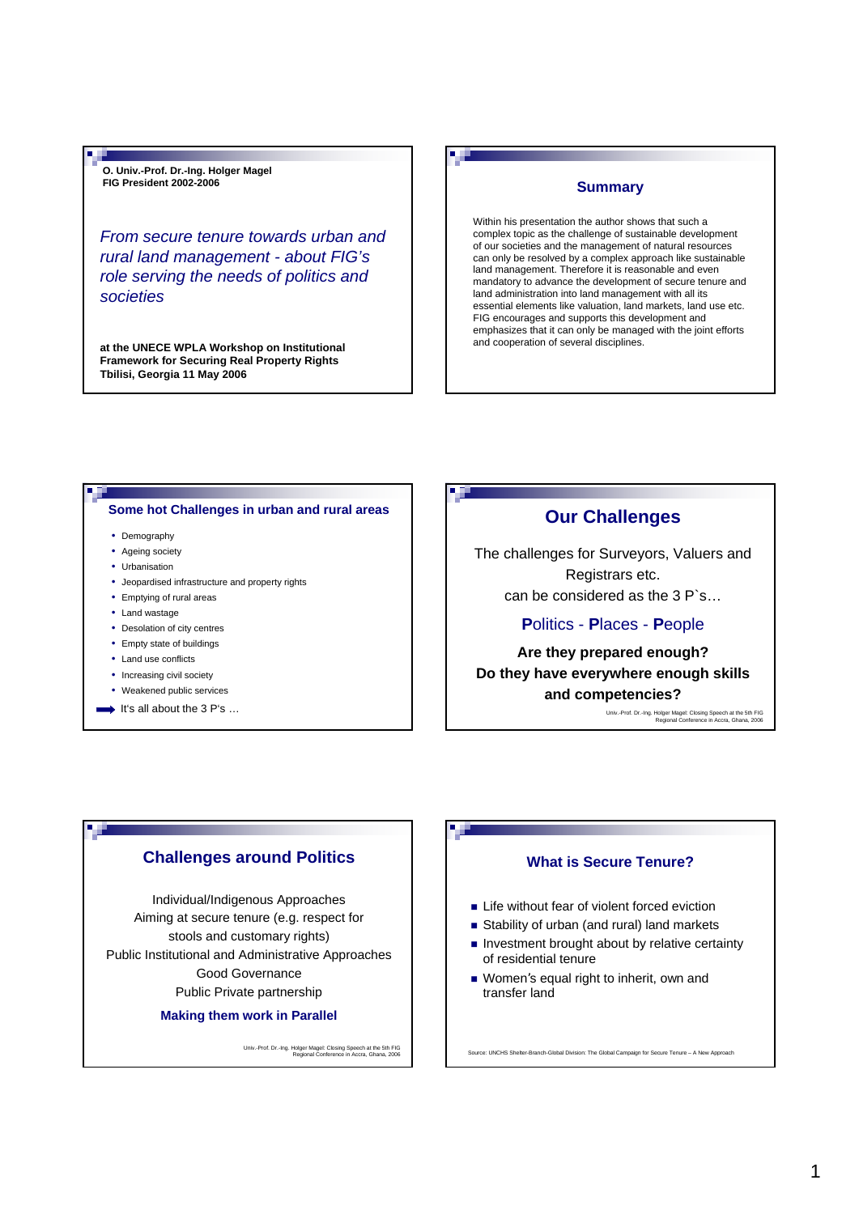O. Univ.-Prof. Dr.-Ing. Holger Magel
FIG President 2002-2006

# *From secure tenure towards urban and rural land management - about FIG's role serving the needs of politics and societies*

**at the UNECE WPLA Workshop on Institutional Framework for Securing Real Property Rights**
**Tbilisi, Georgia 11 May 2006**

## Summary

Within his presentation the author shows that such a complex topic as the challenge of sustainable development of our societies and the management of natural resources can only be resolved by a complex approach like sustainable land management. Therefore it is reasonable and even mandatory to advance the development of secure tenure and land administration into land management with all its essential elements like valuation, land markets, land use etc. FIG encourages and supports this development and emphasizes that it can only be managed with the joint efforts and cooperation of several disciplines.

## Some hot Challenges in urban and rural areas

- Demography
- Ageing society
- Urbanisation
- Jeopardised infrastructure and property rights
- Emptying of rural areas
- Land wastage
- Desolation of city centres
- Empty state of buildings
- Land use conflicts
- Increasing civil society
- Weakened public services

➡ It's all about the 3 P's …

## Our Challenges

The challenges for Surveyors, Valuers and Registrars etc.
can be considered as the 3 P`s…

**P**olitics - **P**laces - **P**eople

**Are they prepared enough?**
**Do they have everywhere enough skills and competencies?**

Univ.-Prof. Dr.-Ing. Holger Magel: Closing Speech at the 5th FIG Regional Conference in Accra, Ghana, 2006

## Challenges around Politics

Individual/Indigenous Approaches
Aiming at secure tenure (e.g. respect for stools and customary rights)
Public Institutional and Administrative Approaches
Good Governance
Public Private partnership

**Making them work in Parallel**

Univ.-Prof. Dr.-Ing. Holger Magel: Closing Speech at the 5th FIG Regional Conference in Accra, Ghana, 2006

## What is Secure Tenure?

- Life without fear of violent forced eviction
- Stability of urban (and rural) land markets
- Investment brought about by relative certainty of residential tenure
- Women's equal right to inherit, own and transfer land

Source: UNCHS Shelter-Branch-Global Division: The Global Campaign for Secure Tenure – A New Approach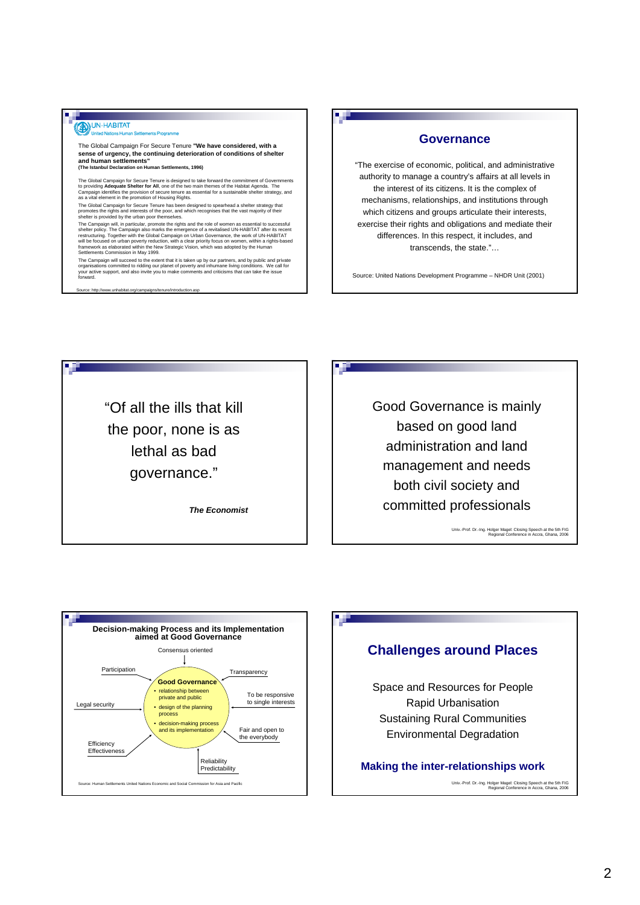UN-HABITAT
United Nations Human Settlements Programme

The Global Campaign For Secure Tenure **"We have considered, with a sense of urgency, the continuing deterioration of conditions of shelter and human settlements"**
**(The Istanbul Declaration on Human Settlements, 1996)**

The Global Campaign for Secure Tenure is designed to take forward the commitment of Governments to providing **Adequate Shelter for All**, one of the two main themes of the Habitat Agenda. The Campaign identifies the provision of secure tenure as essential for a sustainable shelter strategy, and as a vital element in the promotion of Housing Rights.

The Global Campaign for Secure Tenure has been designed to spearhead a shelter strategy that promotes the rights and interests of the poor, and which recognises that the vast majority of their shelter is provided by the urban poor themselves.

The Campaign will, in particular, promote the rights and the role of women as essential to successful shelter policy. The Campaign also marks the emergence of a revitalised UN-HABITAT after its recent restructuring. Together with the Global Campaign on Urban Governance, the work of UN-HABITAT will be focused on urban poverty reduction, with a clear priority focus on women, within a rights-based framework as elaborated within the New Strategic Vision, which was adopted by the Human Settlements Commission in May 1999.

The Campaign will succeed to the extent that it is taken up by our partners, and by public and private organisations committed to ridding our planet of poverty and inhumane living conditions. We call for your active support, and also invite you to make comments and criticisms that can take the issue forward.

Source: http://www.unhabitat.org/campaigns/tenure/introduction.asp

## Governance

"The exercise of economic, political, and administrative authority to manage a country's affairs at all levels in the interest of its citizens. It is the complex of mechanisms, relationships, and institutions through which citizens and groups articulate their interests, exercise their rights and obligations and mediate their differences. In this respect, it includes, and transcends, the state."…

Source: United Nations Development Programme – NHDR Unit (2001)

"Of all the ills that kill the poor, none is as lethal as bad governance."

***The Economist***

Good Governance is mainly based on good land administration and land management and needs both civil society and committed professionals

Univ.-Prof. Dr.-Ing. Holger Magel: Closing Speech at the 5th FIG Regional Conference in Accra, Ghana, 2006

### Decision-making Process and its Implementation aimed at Good Governance

**Good Governance**
- relationship between private and public
- design of the planning process
- decision-making process and its implementation

Surrounding factors: Consensus oriented; Transparency; To be responsive to single interests; Fair and open to the everybody; Reliability Predictability; Efficiency Effectiveness; Legal security; Participation

Source: Human Settlements United Nations Economic and Social Commission for Asia and Pacific

## Challenges around Places

Space and Resources for People
Rapid Urbanisation
Sustaining Rural Communities
Environmental Degradation

**Making the inter-relationships work**

Univ.-Prof. Dr.-Ing. Holger Magel: Closing Speech at the 5th FIG Regional Conference in Accra, Ghana, 2006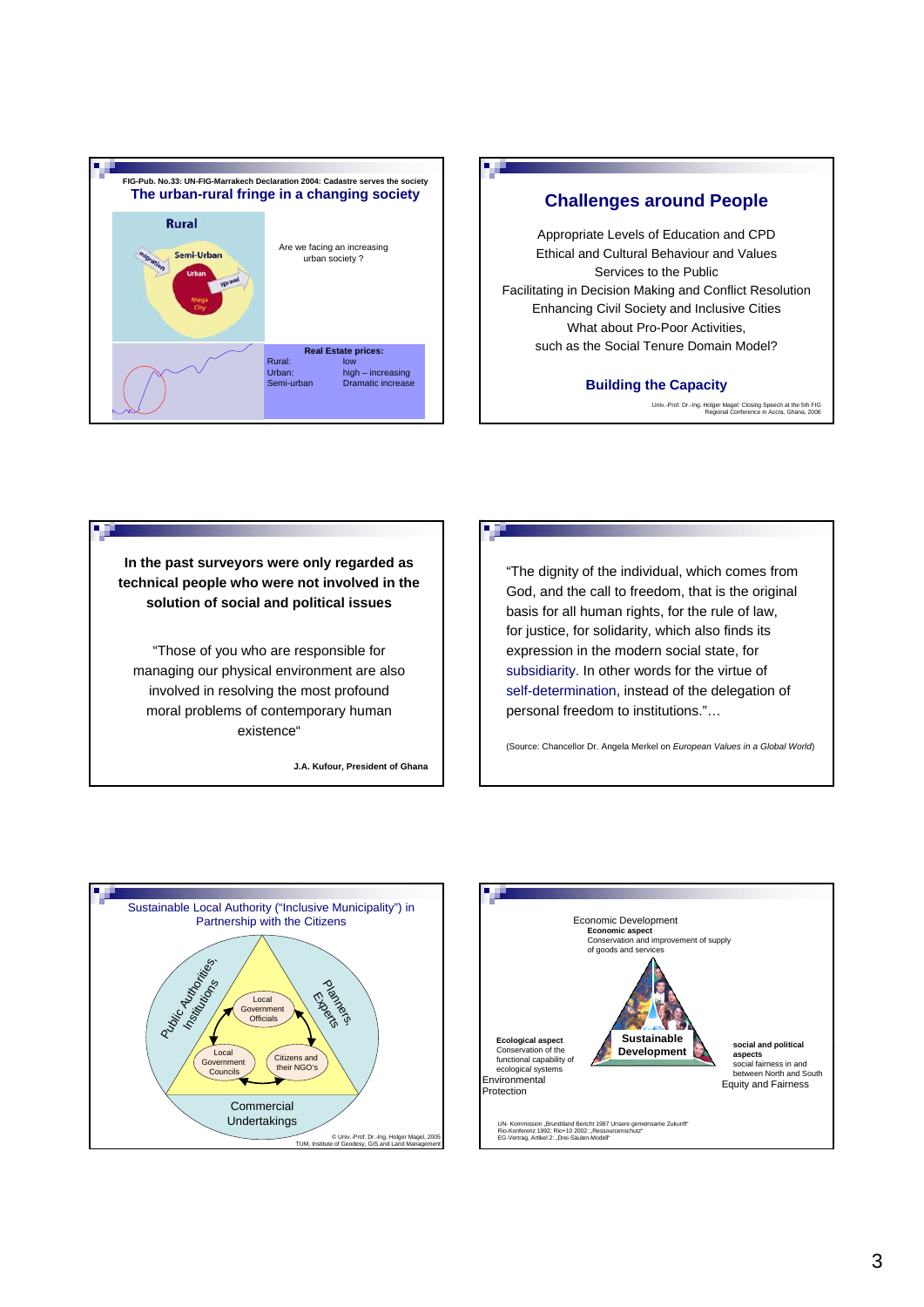FIG-Pub. No.33: UN-FIG-Marrakech Declaration 2004: Cadastre serves the society

## The urban-rural fringe in a changing society

Rural

Semi-Urban

Urban

Mega City

migration

sprawl

Are we facing an increasing urban society ?

**Real Estate prices:**

| | |
|---|---|
| Rural: | low |
| Urban: | high – increasing |
| Semi-urban | Dramatic increase |

## Challenges around People

Appropriate Levels of Education and CPD
Ethical and Cultural Behaviour and Values
Services to the Public
Facilitating in Decision Making and Conflict Resolution
Enhancing Civil Society and Inclusive Cities
What about Pro-Poor Activities,
such as the Social Tenure Domain Model?

**Building the Capacity**

Univ.-Prof. Dr.-Ing. Holger Magel: Closing Speech at the 5th FIG Regional Conference in Accra, Ghana, 2006

**In the past surveyors were only regarded as technical people who were not involved in the solution of social and political issues**

“Those of you who are responsible for managing our physical environment are also involved in resolving the most profound moral problems of contemporary human existence“

**J.A. Kufour, President of Ghana**

“The dignity of the individual, which comes from God, and the call to freedom, that is the original basis for all human rights, for the rule of law, for justice, for solidarity, which also finds its expression in the modern social state, for subsidiarity. In other words for the virtue of self-determination, instead of the delegation of personal freedom to institutions.”…

(Source: Chancellor Dr. Angela Merkel on *European Values in a Global World*)

Sustainable Local Authority (“Inclusive Municipality”) in Partnership with the Citizens

Public Authorities, Institutions

Planners, Experts

Local Government Officials

Local Government Councils

Citizens and their NGO’s

Commercial Undertakings

© Univ.-Prof. Dr.-Ing. Holger Magel, 2005
TUM, Institute of Geodesy, GIS and Land Management

Economic Development
**Economic aspect**
Conservation and improvement of supply of goods and services

**Ecological aspect**
Conservation of the functional capability of ecological systems
Environmental Protection

**Sustainable Development**

**social and political aspects**
social fairness in and between North and South
Equity and Fairness

UN- Kommission „Brundtland Bericht 1987 Unsere gemeinsame Zukunft“
Rio-Konferenz 1992; Rio+10 2002: „Ressourcenschutz“
EG-Vertrag, Artikel 2: „Drei-Säulen-Modell“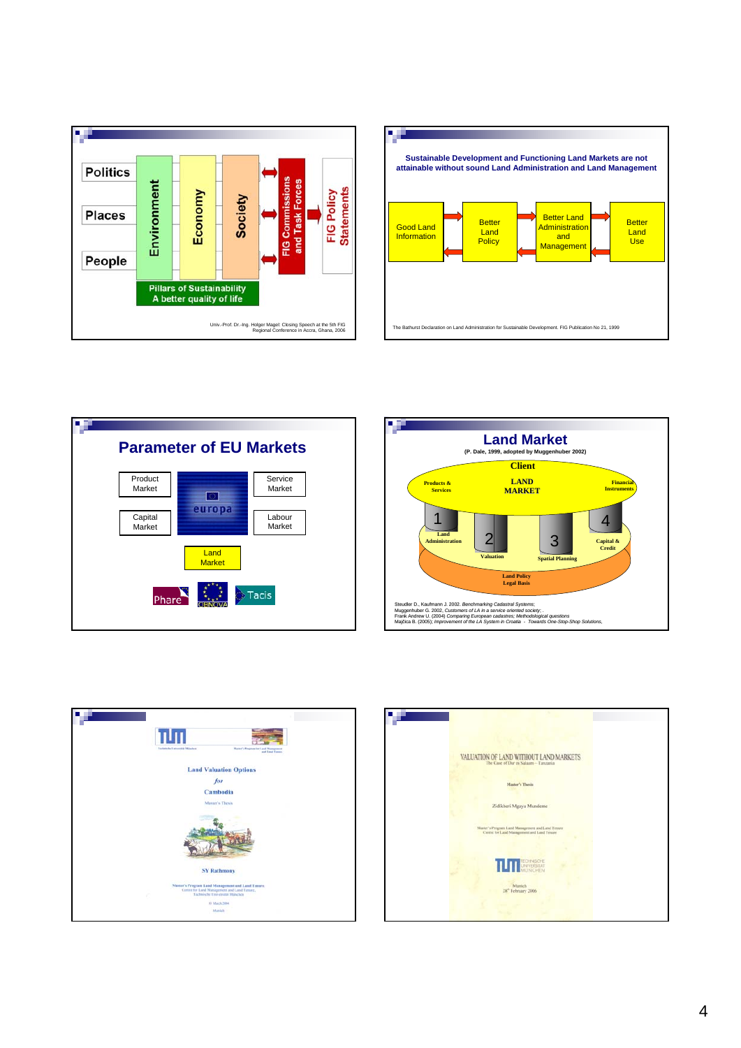Politics

Places

People

Environment

Economy

Society

FIG Commissions and Task Forces

FIG Policy Statements

Pillars of Sustainability
A better quality of life

Univ.-Prof. Dr.-Ing. Holger Magel: Closing Speech at the 5th FIG Regional Conference in Accra, Ghana, 2006

---

**Sustainable Development and Functioning Land Markets are not attainable without sound Land Administration and Land Management**

Good Land Information → Better Land Policy → Better Land Administration and Management → Better Land Use

The Bathurst Declaration on Land Administration for Sustainable Development. FIG Publication No 21, 1999

---

## Parameter of EU Markets

| Product Market | europa | Service Market |
|---|---|---|
| Capital Market | | Labour Market |

Land Market

Phare | CARDS | Tacis

---

## Land Market

**(P. Dale, 1999, adopted by Muggenhuber 2002)**

Client

Products & Services — LAND MARKET — Financial Instruments

1 Land Administration

2 Valuation

3 Spatial Planning

4 Capital & Credit

Land Policy
Legal Basis

Steudler D., Kaufmann J. 2002. *Benchmarking Cadastral Systems;*
Muggenhuber G. 2002, *Customers of LA in a service oriented society; .*
Frank Andrew U. (2004) *Comparing European cadastres; Methodological questions*
Majčica B. (2005); *Improvement of the LA System in Croatia - Towards One-Stop-Shop Solutions,*

---

TUM

Land Valuation Options
for
Cambodia

Master's Thesis

SY Rathmony

Master's Program Land Management and Land Tenure
Centre for Land Management and Land Tenure
Technische Universität München

31 March 2004

Munich

---

VALUATION OF LAND WITHOUT LAND MARKETS
The Case of Dar es Salaam – Tanzania

Master's Thesis

Zidikheri Mgaya Mundeme

Master's Program Land Management and Land Tenure
Centre for Land Management and Land Tenure

TUM TECHNISCHE UNIVERSITÄT MÜNCHEN

Munich
28th February 2006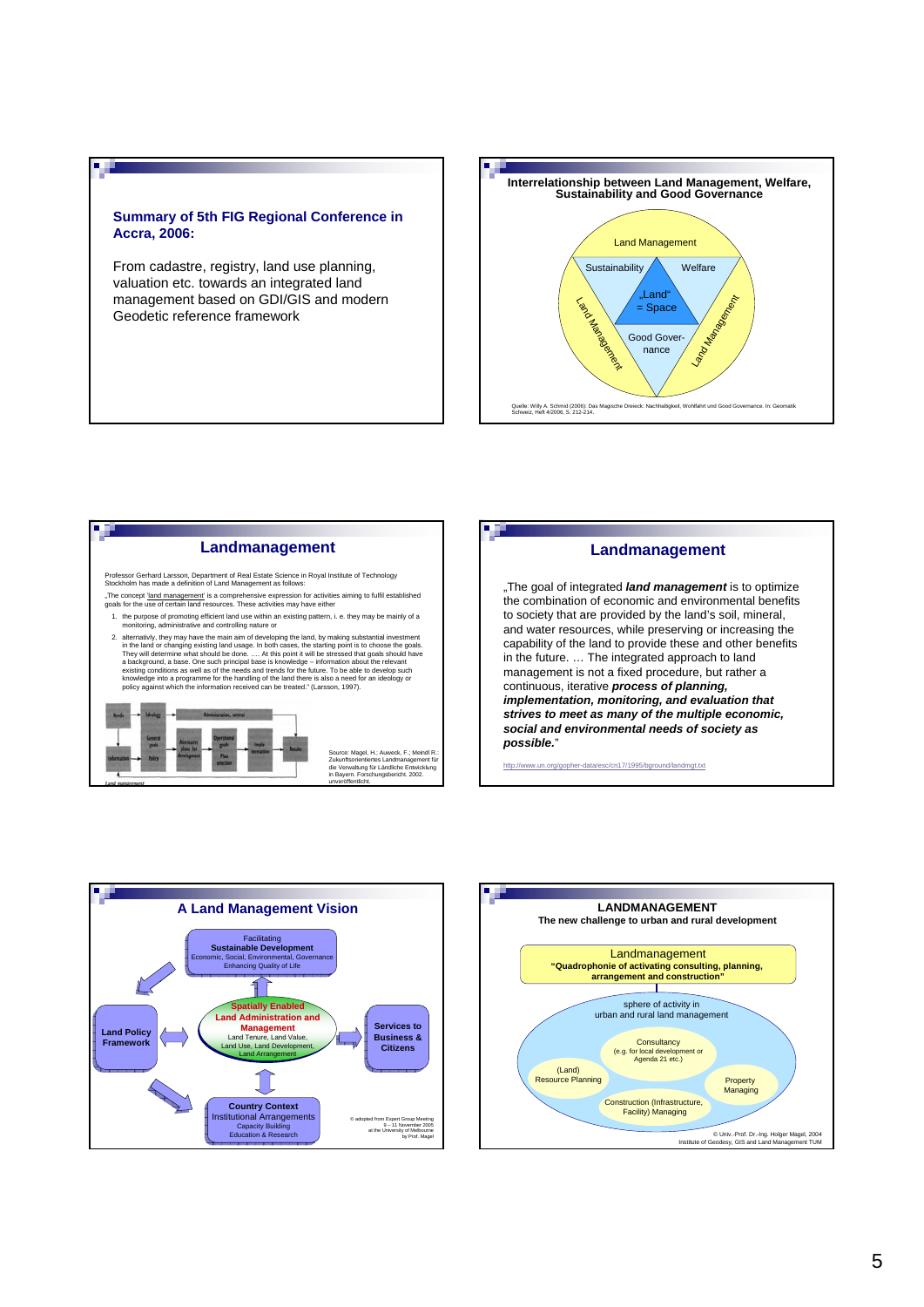## Summary of 5th FIG Regional Conference in Accra, 2006:

From cadastre, registry, land use planning, valuation etc. towards an integrated land management based on GDI/GIS and modern Geodetic reference framework

## Interrelationship between Land Management, Welfare, Sustainability and Good Governance

Land Management

Sustainability — Welfare

„Land" = Space

Good Governance

Land Management — Land Management

Quelle: Willy A. Schmid (2006): Das Magische Dreieck: Nachhaltigkeit, Wohlfahrt und Good Governance. In: Geomatik Schweiz, Heft 4/2006, S. 212-214.

## Landmanagement

Professor Gerhard Larsson, Department of Real Estate Science in Royal Institute of Technology Stockholm has made a definition of Land Management as follows:

„The concept 'land management' is a comprehensive expression for activities aiming to fulfil established goals for the use of certain land resources. These activities may have either

1. the purpose of promoting efficient land use within an existing pattern, i. e. they may be mainly of a monitoring, administrative and controlling nature or
2. alternativly, they may have the main aim of developing the land, by making substantial investment in the land or changing existing land usage. In both cases, the starting point is to choose the goals. They will determine what should be done. …. At this point it will be stressed that goals should have a background, a base. One such principal base is knowledge – information about the relevant existing conditions as well as of the needs and trends for the future. To be able to develop such knowledge into a programme for the handling of the land there is also a need for an ideology or policy against which the information received can be treated." (Larsson, 1997).

Needs → Ideology → Administration, control; Information → Policy; General goals → Alternative plans for development → Operational goals / Plan selection → Implementation → Results

*Land management*

Source: Magel, H.; Auweck, F.; Meindl R.: Zukunftsorientiertes Landmanagement für die Verwaltung für Ländliche Entwicklung in Bayern. Forschungsbericht. 2002. unveröffentlicht.

## Landmanagement

„The goal of integrated ***land management*** is to optimize the combination of economic and environmental benefits to society that are provided by the land's soil, mineral, and water resources, while preserving or increasing the capability of the land to provide these and other benefits in the future. … The integrated approach to land management is not a fixed procedure, but rather a continuous, iterative ***process of planning, implementation, monitoring, and evaluation that strives to meet as many of the multiple economic, social and environmental needs of society as possible.***"

http://www.un.org/gopher-data/esc/cn17/1995/bground/landmgt.txt

## A Land Management Vision

**Facilitating Sustainable Development** — Economic, Social, Environmental, Governance; Enhancing Quality of Life

**Land Policy Framework**

**Spatially Enabled Land Administration and Management** — Land Tenure, Land Value, Land Use, Land Development, Land Arrangement

**Services to Business & Citizens**

**Country Context** — Institutional Arrangements, Capacity Building, Education & Research

© adopted from Expert Group Meeting 9 – 11 November 2005 at the University of Melbourne by Prof. Magel

## LANDMANAGEMENT

**The new challenge to urban and rural development**

Landmanagement
**"Quadrophonie of activating consulting, planning, arrangement and construction"**

sphere of activity in urban and rural land management

- Consultancy (e.g. for local development or Agenda 21 etc.)
- (Land) Resource Planning
- Property Managing
- Construction (Infrastructure, Facility) Managing

© Univ.-Prof. Dr.-Ing. Holger Magel, 2004
Institute of Geodesy, GIS and Land Management TUM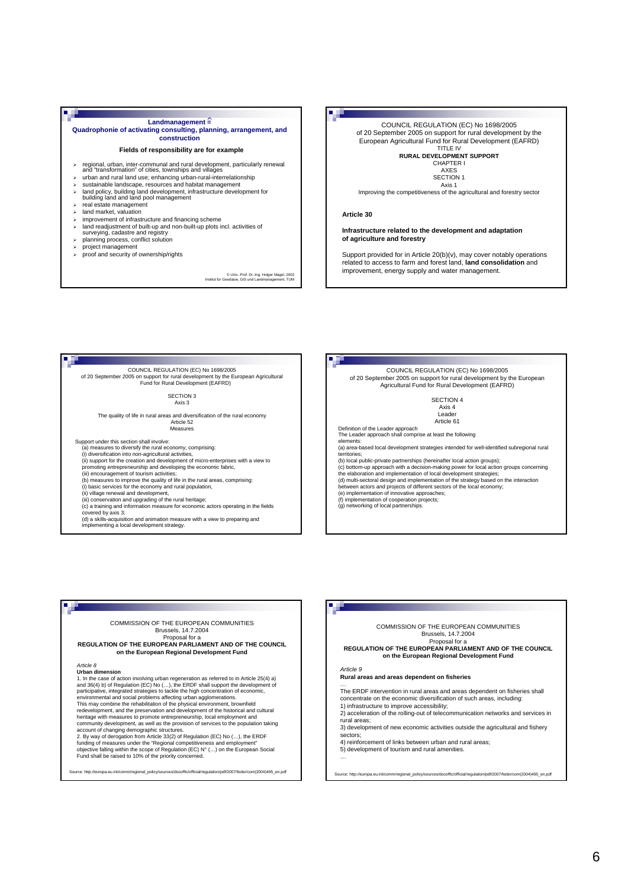## Landmanagement ≙
## Quadrophonie of activating consulting, planning, arrangement, and construction

### Fields of responsibility are for example

- regional, urban, inter-communal and rural development, particularly renewal and "transformation" of cities, townships and villages
- urban and rural land use; enhancing urban-rural-interrelationship
- sustainable landscape, resources and habitat management
- land policy, building land development, infrastructure development for building land and land pool management
- real estate management
- land market, valuation
- improvement of infrastructure and financing scheme
- land readjustment of built-up and non-built-up plots incl. activities of surveying, cadastre and registry
- planning process, conflict solution
- project management
- proof and security of ownership/rights

© Univ.-Prof. Dr.-Ing. Holger Magel, 2002
Institut für Geodäsie, GIS und Landmanagement, TUM

---

COUNCIL REGULATION (EC) No 1698/2005
of 20 September 2005 on support for rural development by the European Agricultural Fund for Rural Development (EAFRD)
TITLE IV
**RURAL DEVELOPMENT SUPPORT**
CHAPTER I
AXES
SECTION 1
Axis 1
Improving the competitiveness of the agricultural and forestry sector

**Article 30**

**Infrastructure related to the development and adaptation of agriculture and forestry**

Support provided for in Article 20(b)(v), may cover notably operations related to access to farm and forest land, **land consolidation** and improvement, energy supply and water management.

---

COUNCIL REGULATION (EC) No 1698/2005
of 20 September 2005 on support for rural development by the European Agricultural Fund for Rural Development (EAFRD)

SECTION 3
Axis 3

The quality of life in rural areas and diversification of the rural economy
Article 52
Measures

Support under this section shall involve:
(a) measures to diversify the rural economy, comprising:
(i) diversification into non-agricultural activities,
(ii) support for the creation and development of micro-enterprises with a view to promoting entrepreneurship and developing the economic fabric,
(iii) encouragement of tourism activities;
(b) measures to improve the quality of life in the rural areas, comprising:
(i) basic services for the economy and rural population,
(ii) village renewal and development,
(iii) conservation and upgrading of the rural heritage;
(c) a training and information measure for economic actors operating in the fields covered by axis 3;
(d) a skills-acquisition and animation measure with a view to preparing and implementing a local development strategy.

---

COUNCIL REGULATION (EC) No 1698/2005
of 20 September 2005 on support for rural development by the European Agricultural Fund for Rural Development (EAFRD)

SECTION 4
Axis 4
Leader
Article 61

Definition of the Leader approach
The Leader approach shall comprise at least the following elements:
(a) area-based local development strategies intended for well-identified subregional rural territories;
(b) local public-private partnerships (hereinafter local action groups);
(c) bottom-up approach with a decision-making power for local action groups concerning the elaboration and implementation of local development strategies;
(d) multi-sectoral design and implementation of the strategy based on the interaction between actors and projects of different sectors of the local economy;
(e) implementation of innovative approaches;
(f) implementation of cooperation projects;
(g) networking of local partnerships.

---

COMMISSION OF THE EUROPEAN COMMUNITIES
Brussels, 14.7.2004
Proposal for a
**REGULATION OF THE EUROPEAN PARLIAMENT AND OF THE COUNCIL on the European Regional Development Fund**

*Article 8*
**Urban dimension**
1. In the case of action involving urban regeneration as referred to in Article 25(4) a) and 36(4) b) of Regulation (EC) No (…), the ERDF shall support the development of participative, integrated strategies to tackle the high concentration of economic, environmental and social problems affecting urban agglomerations.
This may combine the rehabilitation of the physical environment, brownfield redevelopment, and the preservation and development of the historical and cultural heritage with measures to promote entrepreneurship, local employment and community development, as well as the provision of services to the population taking account of changing demographic structures.
2. By way of derogation from Article 33(2) of Regulation (EC) No (…), the ERDF funding of measures under the "Regional competitiveness and employment" objective falling within the scope of Regulation (EC) N° (…) on the European Social Fund shall be raised to 10% of the priority concerned.

Source: http://europa.eu.int/comm/regional_policy/sources/docoffic/official/regulation/pdf/2007/feder/com(2004)495_en.pdf

---

COMMISSION OF THE EUROPEAN COMMUNITIES
Brussels, 14.7.2004
Proposal for a
**REGULATION OF THE EUROPEAN PARLIAMENT AND OF THE COUNCIL on the European Regional Development Fund**

*Article 9*
**Rural areas and areas dependent on fisheries**

…
The ERDF intervention in rural areas and areas dependent on fisheries shall concentrate on the economic diversification of such areas, including:
1) infrastructure to improve accessibility;
2) acceleration of the rolling-out of telecommunication networks and services in rural areas;
3) development of new economic activities outside the agricultural and fishery sectors;
4) reinforcement of links between urban and rural areas;
5) development of tourism and rural amenities.
…

Source: http://europa.eu.int/comm/regional_policy/sources/docoffic/official/regulation/pdf/2007/feder/com(2004)495_en.pdf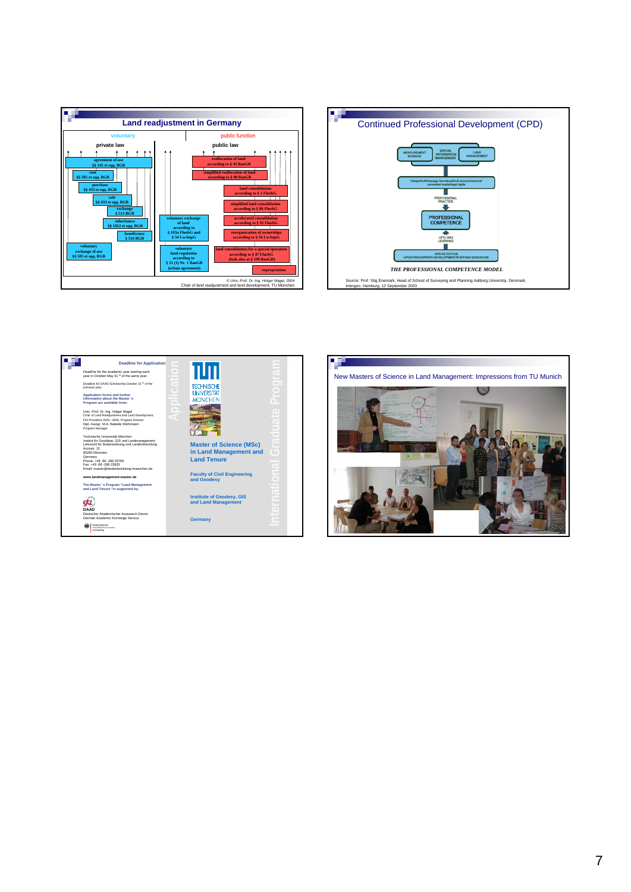## Land readjustment in Germany

voluntary | public function

private law | public law

agreement of use §§ 145 et sqq. BGB

rent §§ 585 et sqq. BGB

purchase §§ 433 et sqq. BGB

sale §§ 433 et sqq. BGB

exchange § 515 BGB

inheritance §§ 1922 et sqq. BGB

beneficence § 516 BGB

voluntary exchange of use §§ 585 et sqq. BGB

voluntary exchange of land according to § 103a FlurbG and § 54 LwAnpG

voluntary land regulation according to § 11 (1) Nr. 1 BauGB (urban agreement)

reallocation of land according to § 45 BauGB

simplified reallocation of land according to § 80 BauGB

land consolidation according to § 1 FlurbG

simplified land consolidation according to § 86 FlurbG

accelerated consolidation according to § 91 FlurbG

reorganization of ownerships according to § 56 LwAnpG

land consolidation for a special operation according to § 87 FlurbG (look also at § 190 BauGB)

expropriation

© Univ.-Prof. Dr.-Ing. Holger Magel, 2004
Chair of land readjustment and land development, TU München

## Continued Professional Development (CPD)

MEASUREMENT SCIENCE | SPATIAL INFORMATION MANAGEMENT | LAND MANAGEMENT

Design/build/manage the natural/built environment and connected spatial/legal rights

PROFESSIONAL PRACTICE

PROFESSIONAL COMPETENCE

LIFELONG LEARNING

CPD ACTIVITIES
UPDATING/CAREER DEVELOPMENT/FURTHER EDUCATION

*THE PROFESSIONAL COMPETENCE MODEL*

Source: Prof. Stig Enemark, Head of School of Surveying and Planning Aalborg University, Denmark, Intergeo, Hamburg, 12 September 2003

**Deadline for Application**

Deadline for the academic year starting each year in October May 31 st of the same year.

Deadline for DAAD-Scholarship October 15 th of the previous year.

**Application forms and further information about the Master 's Program are available from:**

Univ.-Prof. Dr.-Ing. Holger Magel
Chair of Land Readjustment and Land Development,
FIG-President 2003 –2006, Program Director
Dipl.-Geogr. M.A. Babette Wehrmann
Program Manager

Technische Universität München
Institut für Geodäsie, GIS und Landmanagement
Lehrstuhl für Bodenordnung und Landentwicklung
Arcisstr. 21
80290 München
Germany
Phone: +49 -89 -289 25789
Fax: +49 -89 -289 23933
Email: master@landentwicklung-muenchen.de

**www.landmanagement-master.de**

The Master 's Program "Land Management and Land Tenure "is supported by:

gtz

DAAD
Deutscher Akademischer Austausch Dienst
German Academic Exchange Service

Application

TECHNISCHE UNIVERSITÄT MÜNCHEN

**Master of Science (MSc) in Land Management and Land Tenure**

**Faculty of Civil Engineering and Geodesy**

**Institute of Geodesy, GIS and Land Management**

**Germany**

International Graduate Program

## New Masters of Science in Land Management: Impressions from TU Munich